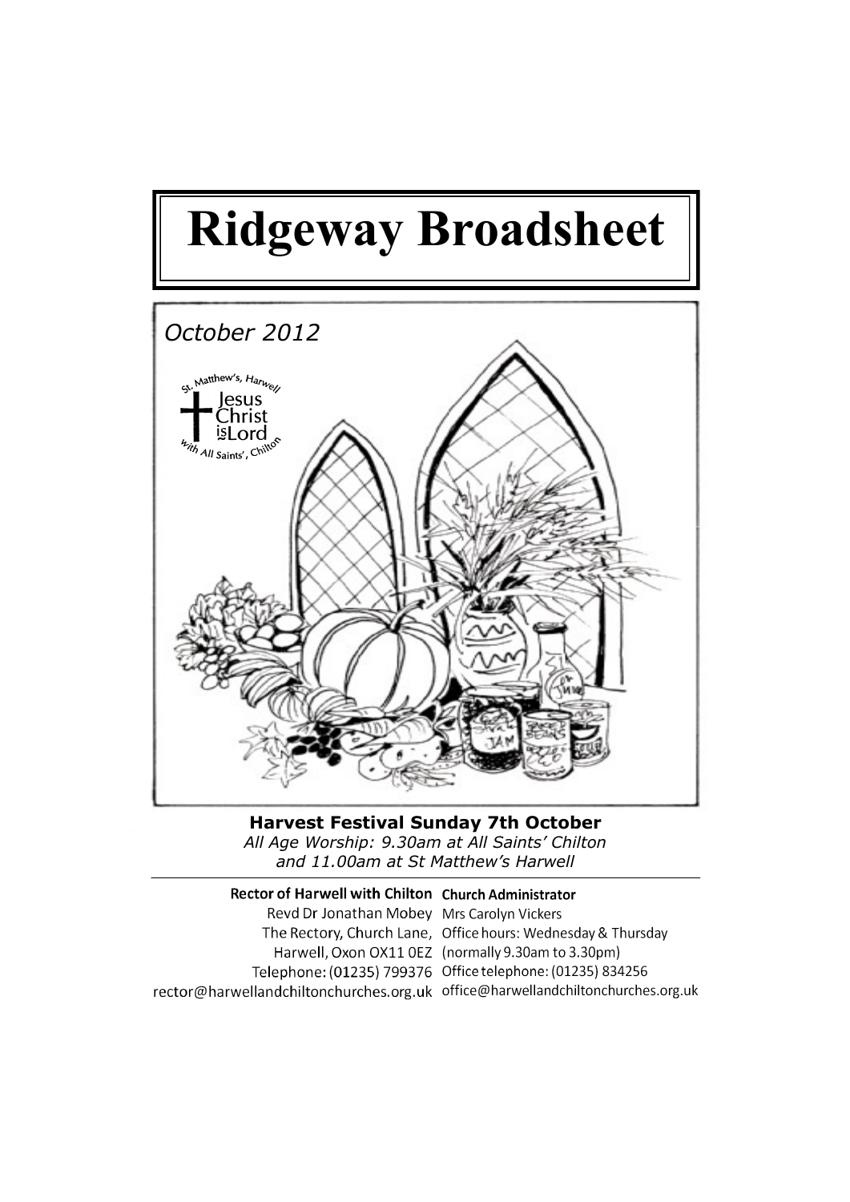# Ridgeway Broadsheet

*October 2012*

St. Matthew's, Harwell

Jesus Christ is Lord

with All Saints', Chilton

**Harvest Festival Sunday 7th October**

*All Age Worship: 9.30am at All Saints' Chilton and 11.00am at St Matthew's Harwell*

---

**Rector of Harwell with Chilton**
Revd Dr Jonathan Mobey
The Rectory, Church Lane,
Harwell, Oxon OX11 0EZ
Telephone: (01235) 799376
rector@harwellandchiltonchurches.org.uk

**Church Administrator**
Mrs Carolyn Vickers
Office hours: Wednesday & Thursday
(normally 9.30am to 3.30pm)
Office telephone: (01235) 834256
office@harwellandchiltonchurches.org.uk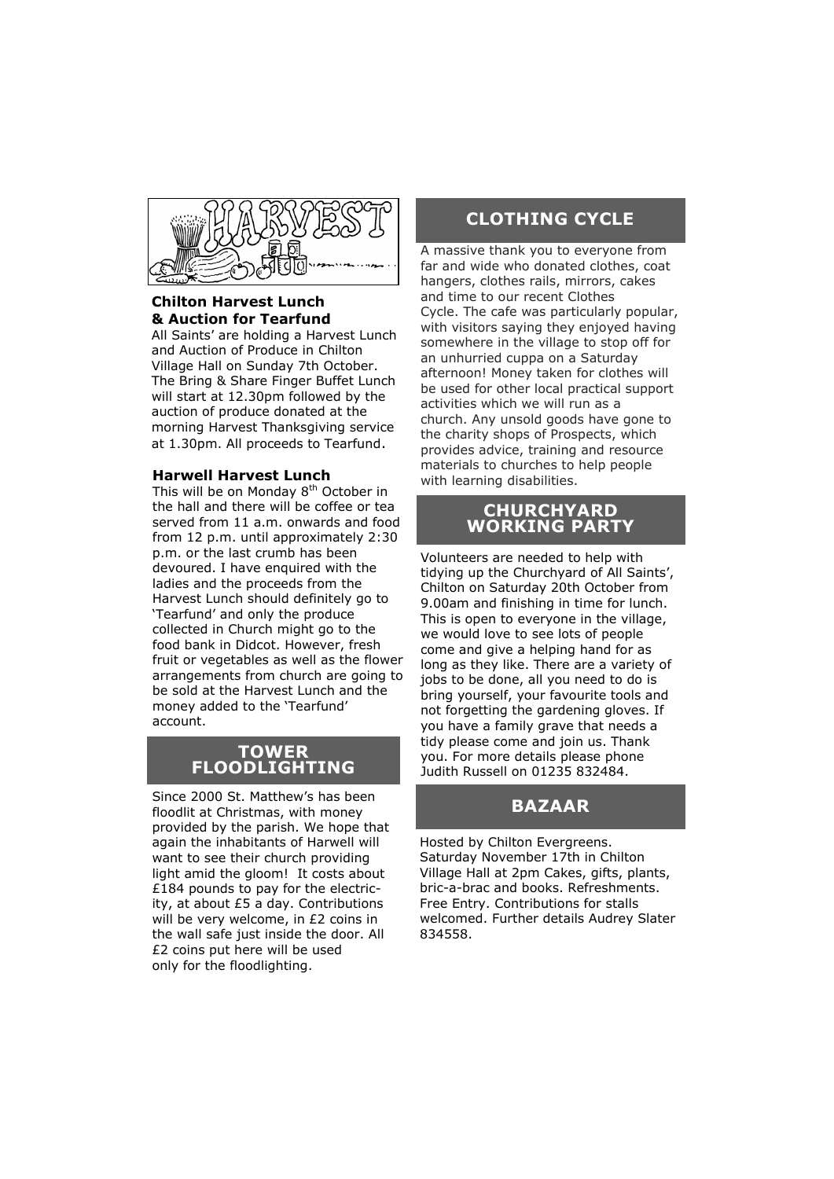## HARVEST

### Chilton Harvest Lunch & Auction for Tearfund

All Saints' are holding a Harvest Lunch and Auction of Produce in Chilton Village Hall on Sunday 7th October. The Bring & Share Finger Buffet Lunch will start at 12.30pm followed by the auction of produce donated at the morning Harvest Thanksgiving service at 1.30pm. All proceeds to Tearfund.

### Harwell Harvest Lunch

This will be on Monday 8th October in the hall and there will be coffee or tea served from 11 a.m. onwards and food from 12 p.m. until approximately 2:30 p.m. or the last crumb has been devoured. I have enquired with the ladies and the proceeds from the Harvest Lunch should definitely go to 'Tearfund' and only the produce collected in Church might go to the food bank in Didcot. However, fresh fruit or vegetables as well as the flower arrangements from church are going to be sold at the Harvest Lunch and the money added to the 'Tearfund' account.

## TOWER FLOODLIGHTING

Since 2000 St. Matthew's has been floodlit at Christmas, with money provided by the parish. We hope that again the inhabitants of Harwell will want to see their church providing light amid the gloom! It costs about £184 pounds to pay for the electricity, at about £5 a day. Contributions will be very welcome, in £2 coins in the wall safe just inside the door. All £2 coins put here will be used only for the floodlighting.

## CLOTHING CYCLE

A massive thank you to everyone from far and wide who donated clothes, coat hangers, clothes rails, mirrors, cakes and time to our recent Clothes Cycle. The cafe was particularly popular, with visitors saying they enjoyed having somewhere in the village to stop off for an unhurried cuppa on a Saturday afternoon! Money taken for clothes will be used for other local practical support activities which we will run as a church. Any unsold goods have gone to the charity shops of Prospects, which provides advice, training and resource materials to churches to help people with learning disabilities.

## CHURCHYARD WORKING PARTY

Volunteers are needed to help with tidying up the Churchyard of All Saints', Chilton on Saturday 20th October from 9.00am and finishing in time for lunch. This is open to everyone in the village, we would love to see lots of people come and give a helping hand for as long as they like. There are a variety of jobs to be done, all you need to do is bring yourself, your favourite tools and not forgetting the gardening gloves. If you have a family grave that needs a tidy please come and join us. Thank you. For more details please phone Judith Russell on 01235 832484.

## BAZAAR

Hosted by Chilton Evergreens. Saturday November 17th in Chilton Village Hall at 2pm Cakes, gifts, plants, bric-a-brac and books. Refreshments. Free Entry. Contributions for stalls welcomed. Further details Audrey Slater 834558.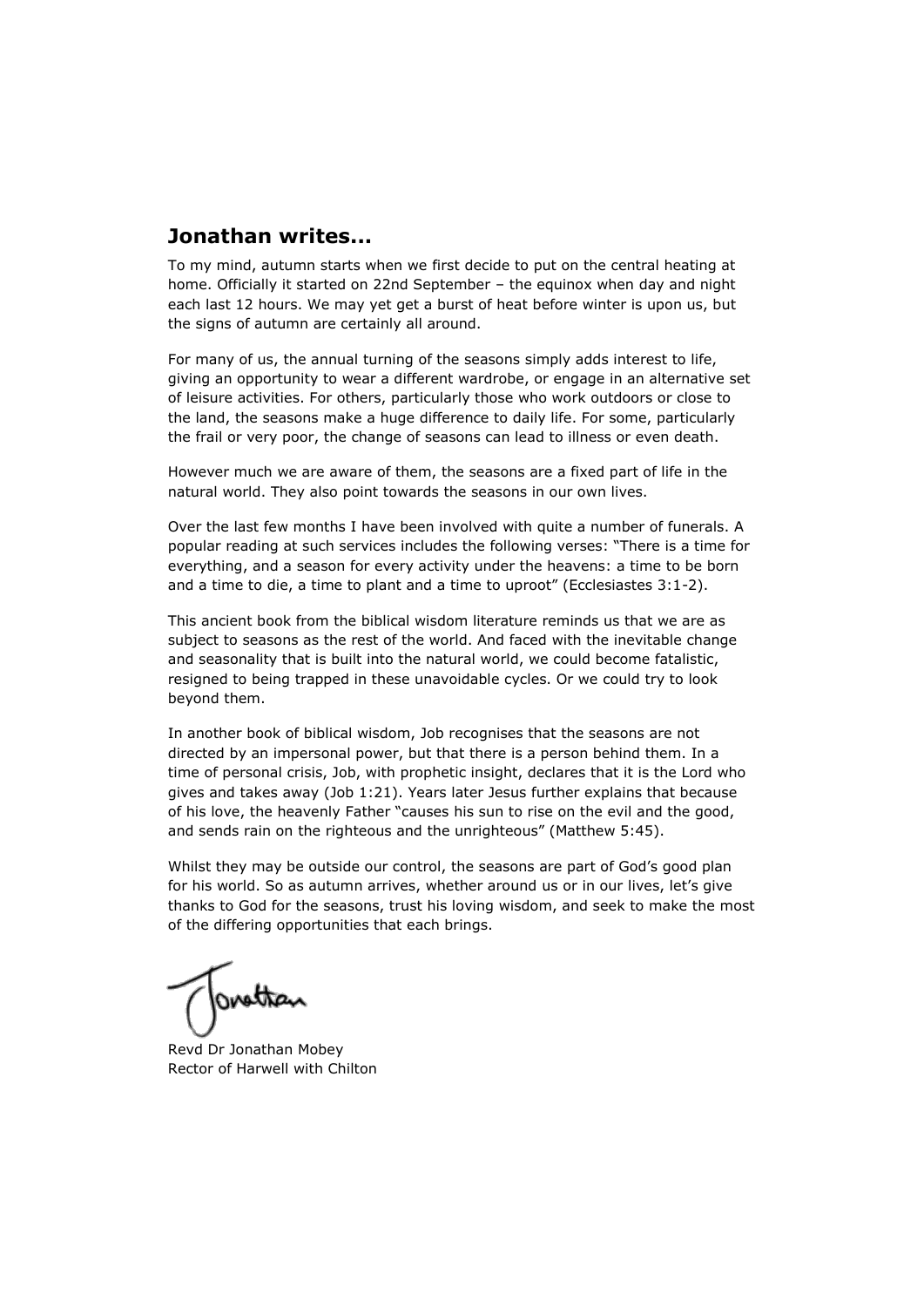## Jonathan writes...

To my mind, autumn starts when we first decide to put on the central heating at home. Officially it started on 22nd September – the equinox when day and night each last 12 hours. We may yet get a burst of heat before winter is upon us, but the signs of autumn are certainly all around.

For many of us, the annual turning of the seasons simply adds interest to life, giving an opportunity to wear a different wardrobe, or engage in an alternative set of leisure activities. For others, particularly those who work outdoors or close to the land, the seasons make a huge difference to daily life. For some, particularly the frail or very poor, the change of seasons can lead to illness or even death.

However much we are aware of them, the seasons are a fixed part of life in the natural world. They also point towards the seasons in our own lives.

Over the last few months I have been involved with quite a number of funerals. A popular reading at such services includes the following verses: "There is a time for everything, and a season for every activity under the heavens: a time to be born and a time to die, a time to plant and a time to uproot" (Ecclesiastes 3:1-2).

This ancient book from the biblical wisdom literature reminds us that we are as subject to seasons as the rest of the world. And faced with the inevitable change and seasonality that is built into the natural world, we could become fatalistic, resigned to being trapped in these unavoidable cycles. Or we could try to look beyond them.

In another book of biblical wisdom, Job recognises that the seasons are not directed by an impersonal power, but that there is a person behind them. In a time of personal crisis, Job, with prophetic insight, declares that it is the Lord who gives and takes away (Job 1:21). Years later Jesus further explains that because of his love, the heavenly Father "causes his sun to rise on the evil and the good, and sends rain on the righteous and the unrighteous" (Matthew 5:45).

Whilst they may be outside our control, the seasons are part of God's good plan for his world. So as autumn arrives, whether around us or in our lives, let's give thanks to God for the seasons, trust his loving wisdom, and seek to make the most of the differing opportunities that each brings.

Jonathan

Revd Dr Jonathan Mobey
Rector of Harwell with Chilton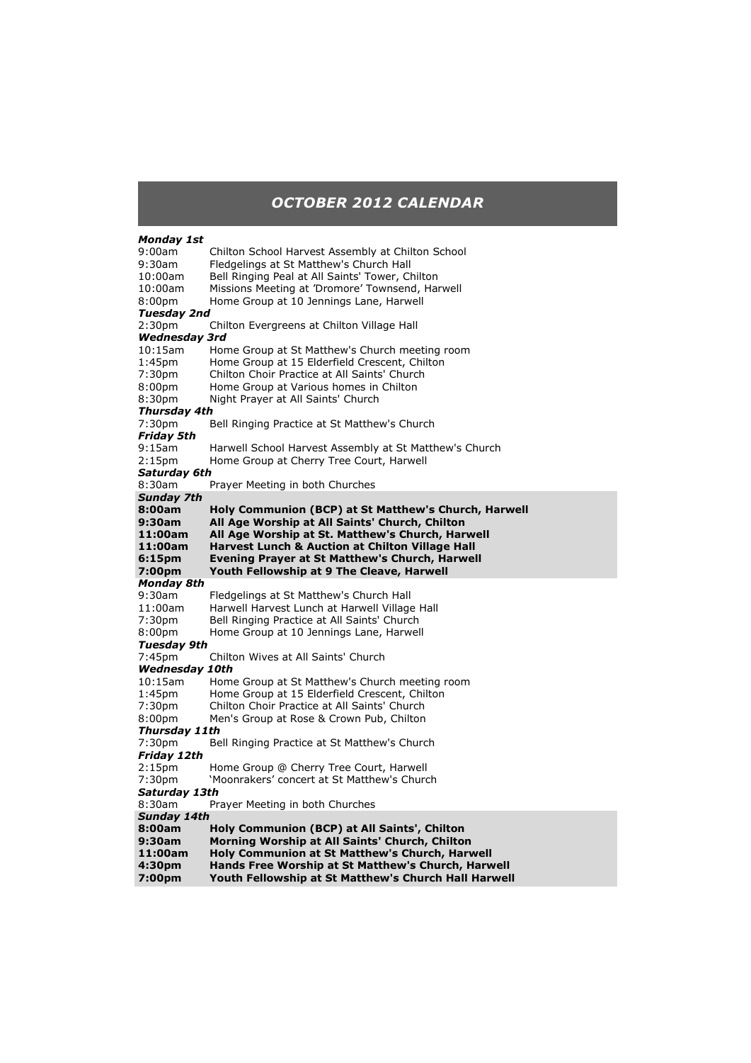## *OCTOBER 2012 CALENDAR*

***Monday 1st***

9:00am Chilton School Harvest Assembly at Chilton School
9:30am Fledgelings at St Matthew's Church Hall
10:00am Bell Ringing Peal at All Saints' Tower, Chilton
10:00am Missions Meeting at 'Dromore' Townsend, Harwell
8:00pm Home Group at 10 Jennings Lane, Harwell

***Tuesday 2nd***

2:30pm Chilton Evergreens at Chilton Village Hall

***Wednesday 3rd***

10:15am Home Group at St Matthew's Church meeting room
1:45pm Home Group at 15 Elderfield Crescent, Chilton
7:30pm Chilton Choir Practice at All Saints' Church
8:00pm Home Group at Various homes in Chilton
8:30pm Night Prayer at All Saints' Church

***Thursday 4th***

7:30pm Bell Ringing Practice at St Matthew's Church

***Friday 5th***

9:15am Harwell School Harvest Assembly at St Matthew's Church
2:15pm Home Group at Cherry Tree Court, Harwell

***Saturday 6th***

8:30am Prayer Meeting in both Churches

***Sunday 7th***

**8:00am Holy Communion (BCP) at St Matthew's Church, Harwell**
**9:30am All Age Worship at All Saints' Church, Chilton**
**11:00am All Age Worship at St. Matthew's Church, Harwell**
**11:00am Harvest Lunch & Auction at Chilton Village Hall**
**6:15pm Evening Prayer at St Matthew's Church, Harwell**
**7:00pm Youth Fellowship at 9 The Cleave, Harwell**

***Monday 8th***

9:30am Fledgelings at St Matthew's Church Hall
11:00am Harwell Harvest Lunch at Harwell Village Hall
7:30pm Bell Ringing Practice at All Saints' Church
8:00pm Home Group at 10 Jennings Lane, Harwell

***Tuesday 9th***

7:45pm Chilton Wives at All Saints' Church

***Wednesday 10th***

10:15am Home Group at St Matthew's Church meeting room
1:45pm Home Group at 15 Elderfield Crescent, Chilton
7:30pm Chilton Choir Practice at All Saints' Church
8:00pm Men's Group at Rose & Crown Pub, Chilton

***Thursday 11th***

7:30pm Bell Ringing Practice at St Matthew's Church

***Friday 12th***

2:15pm Home Group @ Cherry Tree Court, Harwell
7:30pm 'Moonrakers' concert at St Matthew's Church

***Saturday 13th***

8:30am Prayer Meeting in both Churches

***Sunday 14th***

**8:00am Holy Communion (BCP) at All Saints', Chilton**
**9:30am Morning Worship at All Saints' Church, Chilton**
**11:00am Holy Communion at St Matthew's Church, Harwell**
**4:30pm Hands Free Worship at St Matthew's Church, Harwell**
**7:00pm Youth Fellowship at St Matthew's Church Hall Harwell**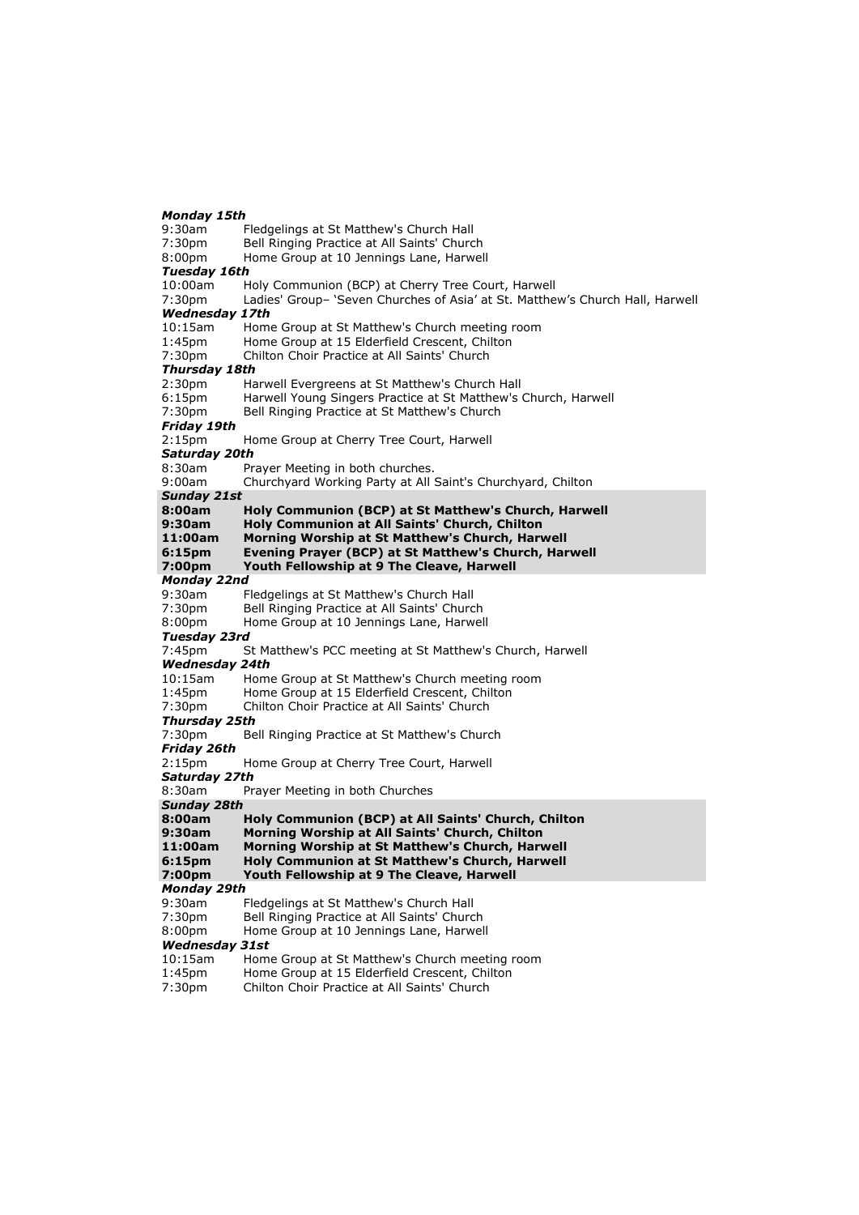***Monday 15th***

9:30am Fledgelings at St Matthew's Church Hall
7:30pm Bell Ringing Practice at All Saints' Church
8:00pm Home Group at 10 Jennings Lane, Harwell

***Tuesday 16th***

10:00am Holy Communion (BCP) at Cherry Tree Court, Harwell
7:30pm Ladies' Group– 'Seven Churches of Asia' at St. Matthew's Church Hall, Harwell

***Wednesday 17th***

10:15am Home Group at St Matthew's Church meeting room
1:45pm Home Group at 15 Elderfield Crescent, Chilton
7:30pm Chilton Choir Practice at All Saints' Church

***Thursday 18th***

2:30pm Harwell Evergreens at St Matthew's Church Hall
6:15pm Harwell Young Singers Practice at St Matthew's Church, Harwell
7:30pm Bell Ringing Practice at St Matthew's Church

***Friday 19th***

2:15pm Home Group at Cherry Tree Court, Harwell

***Saturday 20th***

8:30am Prayer Meeting in both churches.
9:00am Churchyard Working Party at All Saint's Churchyard, Chilton

***Sunday 21st***

**8:00am Holy Communion (BCP) at St Matthew's Church, Harwell**
**9:30am Holy Communion at All Saints' Church, Chilton**
**11:00am Morning Worship at St Matthew's Church, Harwell**
**6:15pm Evening Prayer (BCP) at St Matthew's Church, Harwell**
**7:00pm Youth Fellowship at 9 The Cleave, Harwell**

***Monday 22nd***

9:30am Fledgelings at St Matthew's Church Hall
7:30pm Bell Ringing Practice at All Saints' Church
8:00pm Home Group at 10 Jennings Lane, Harwell

***Tuesday 23rd***

7:45pm St Matthew's PCC meeting at St Matthew's Church, Harwell

***Wednesday 24th***

10:15am Home Group at St Matthew's Church meeting room
1:45pm Home Group at 15 Elderfield Crescent, Chilton
7:30pm Chilton Choir Practice at All Saints' Church

***Thursday 25th***

7:30pm Bell Ringing Practice at St Matthew's Church

***Friday 26th***

2:15pm Home Group at Cherry Tree Court, Harwell

***Saturday 27th***

8:30am Prayer Meeting in both Churches

***Sunday 28th***

**8:00am Holy Communion (BCP) at All Saints' Church, Chilton**
**9:30am Morning Worship at All Saints' Church, Chilton**
**11:00am Morning Worship at St Matthew's Church, Harwell**
**6:15pm Holy Communion at St Matthew's Church, Harwell**
**7:00pm Youth Fellowship at 9 The Cleave, Harwell**

***Monday 29th***

9:30am Fledgelings at St Matthew's Church Hall
7:30pm Bell Ringing Practice at All Saints' Church
8:00pm Home Group at 10 Jennings Lane, Harwell

***Wednesday 31st***

10:15am Home Group at St Matthew's Church meeting room
1:45pm Home Group at 15 Elderfield Crescent, Chilton
7:30pm Chilton Choir Practice at All Saints' Church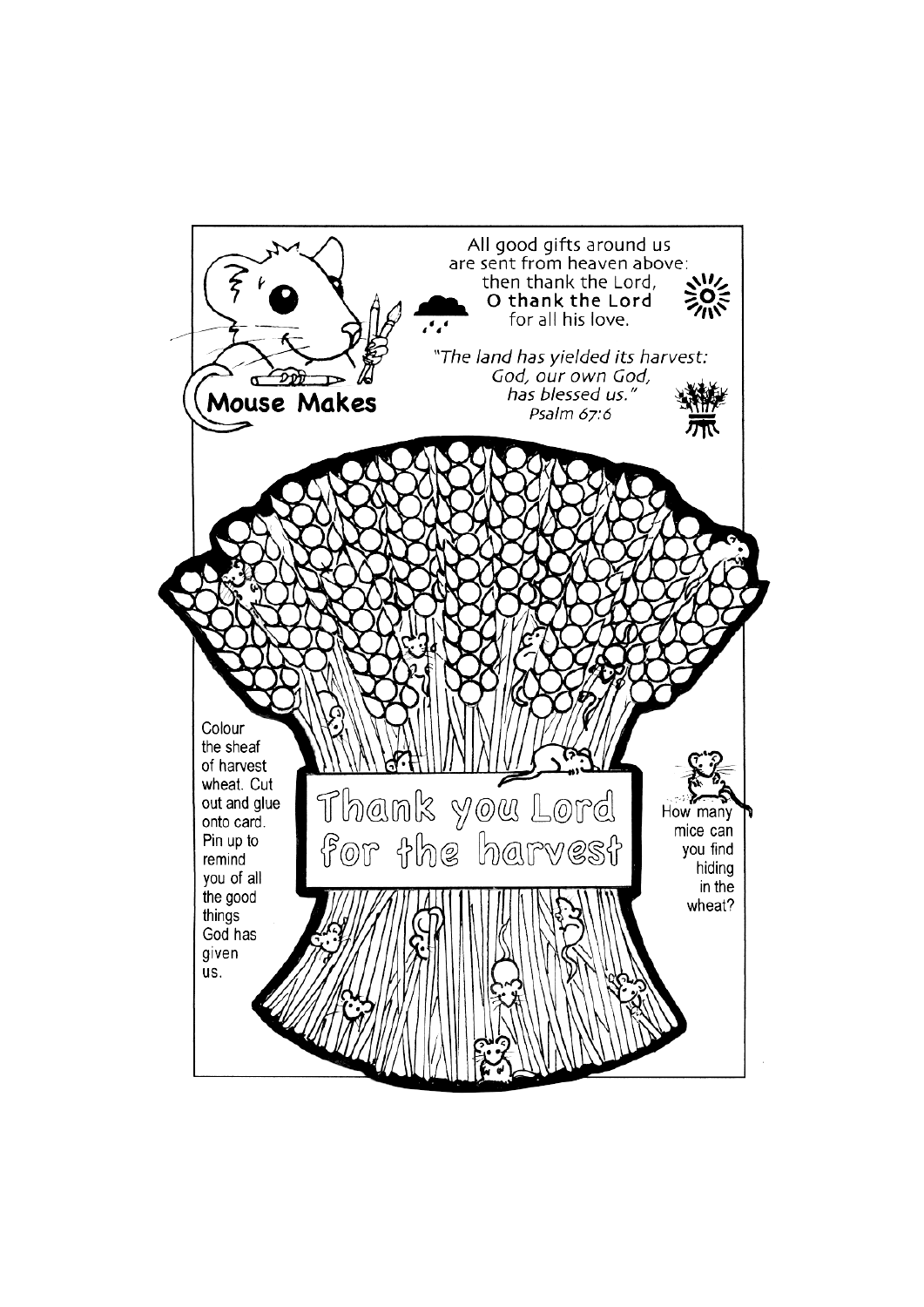## Mouse Makes

All good gifts around us
are sent from heaven above:
then thank the Lord,
**O thank the Lord**
for all his love.

*"The land has yielded its harvest:*
*God, our own God,*
*has blessed us."*
*Psalm 67:6*

Colour the sheaf of harvest wheat. Cut out and glue onto card. Pin up to remind you of all the good things God has given us.

Thank you Lord for the harvest

How many mice can you find hiding in the wheat?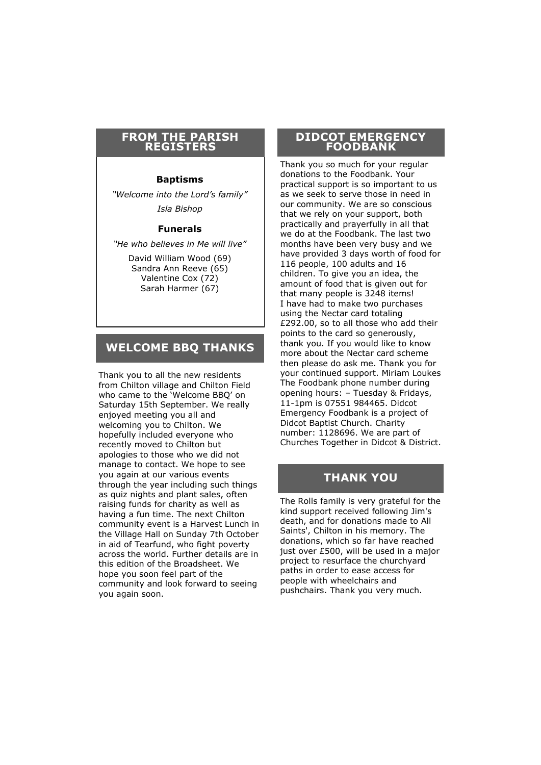## FROM THE PARISH REGISTERS

**Baptisms**

*"Welcome into the Lord's family"*

*Isla Bishop*

**Funerals**

*"He who believes in Me will live"*

David William Wood (69)
Sandra Ann Reeve (65)
Valentine Cox (72)
Sarah Harmer (67)

## WELCOME BBQ THANKS

Thank you to all the new residents from Chilton village and Chilton Field who came to the 'Welcome BBQ' on Saturday 15th September. We really enjoyed meeting you all and welcoming you to Chilton. We hopefully included everyone who recently moved to Chilton but apologies to those who we did not manage to contact. We hope to see you again at our various events through the year including such things as quiz nights and plant sales, often raising funds for charity as well as having a fun time. The next Chilton community event is a Harvest Lunch in the Village Hall on Sunday 7th October in aid of Tearfund, who fight poverty across the world. Further details are in this edition of the Broadsheet. We hope you soon feel part of the community and look forward to seeing you again soon.

## DIDCOT EMERGENCY FOODBANK

Thank you so much for your regular donations to the Foodbank. Your practical support is so important to us as we seek to serve those in need in our community. We are so conscious that we rely on your support, both practically and prayerfully in all that we do at the Foodbank. The last two months have been very busy and we have provided 3 days worth of food for 116 people, 100 adults and 16 children. To give you an idea, the amount of food that is given out for that many people is 3248 items!
I have had to make two purchases using the Nectar card totaling £292.00, so to all those who add their points to the card so generously, thank you. If you would like to know more about the Nectar card scheme then please do ask me. Thank you for your continued support. Miriam Loukes
The Foodbank phone number during opening hours: – Tuesday & Fridays, 11-1pm is 07551 984465. Didcot Emergency Foodbank is a project of Didcot Baptist Church. Charity number: 1128696. We are part of Churches Together in Didcot & District.

## THANK YOU

The Rolls family is very grateful for the kind support received following Jim's death, and for donations made to All Saints', Chilton in his memory. The donations, which so far have reached just over £500, will be used in a major project to resurface the churchyard paths in order to ease access for people with wheelchairs and pushchairs. Thank you very much.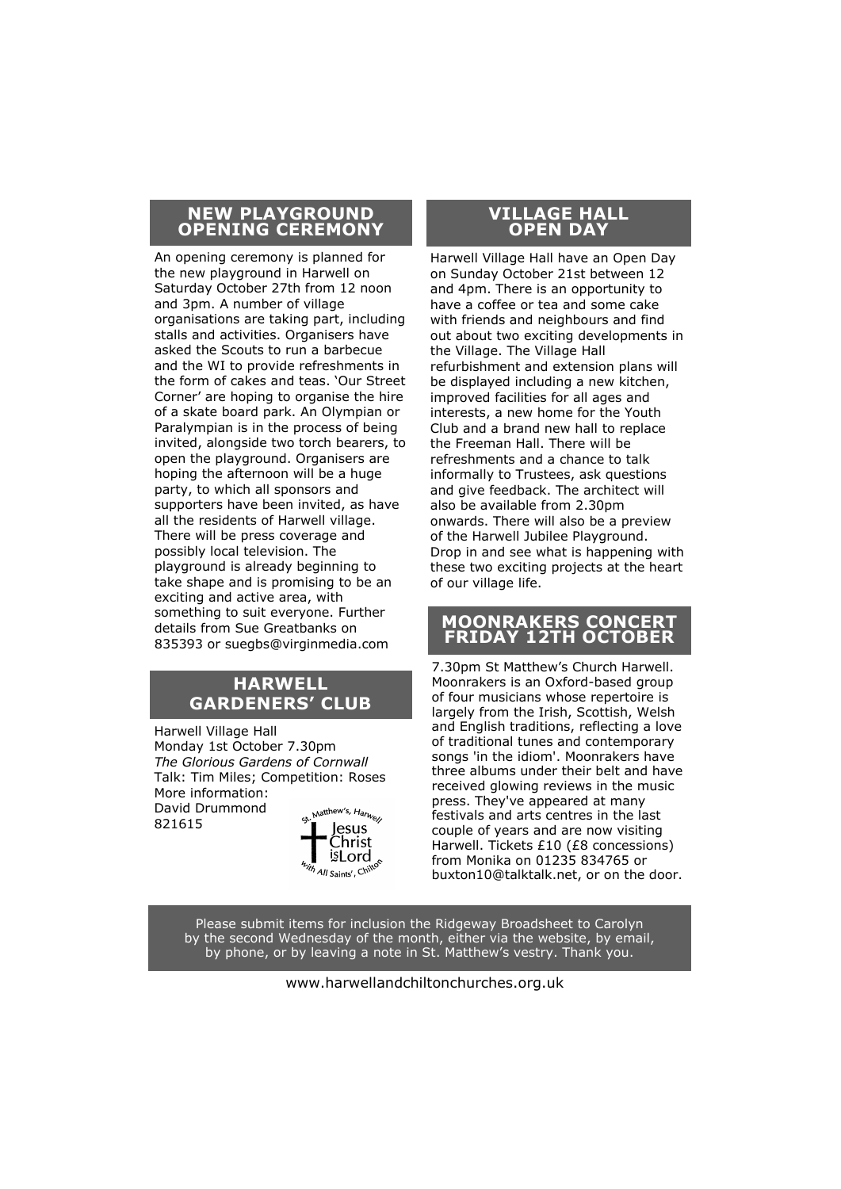## NEW PLAYGROUND OPENING CEREMONY

An opening ceremony is planned for the new playground in Harwell on Saturday October 27th from 12 noon and 3pm. A number of village organisations are taking part, including stalls and activities. Organisers have asked the Scouts to run a barbecue and the WI to provide refreshments in the form of cakes and teas. 'Our Street Corner' are hoping to organise the hire of a skate board park. An Olympian or Paralympian is in the process of being invited, alongside two torch bearers, to open the playground. Organisers are hoping the afternoon will be a huge party, to which all sponsors and supporters have been invited, as have all the residents of Harwell village. There will be press coverage and possibly local television. The playground is already beginning to take shape and is promising to be an exciting and active area, with something to suit everyone. Further details from Sue Greatbanks on 835393 or suegbs@virginmedia.com

## HARWELL GARDENERS' CLUB

Harwell Village Hall
Monday 1st October 7.30pm
*The Glorious Gardens of Cornwall*
Talk: Tim Miles; Competition: Roses
More information:
David Drummond
821615

St. Matthew's, Harwell
Jesus Christ is Lord
with All Saints', Chilton

## VILLAGE HALL OPEN DAY

Harwell Village Hall have an Open Day on Sunday October 21st between 12 and 4pm. There is an opportunity to have a coffee or tea and some cake with friends and neighbours and find out about two exciting developments in the Village. The Village Hall refurbishment and extension plans will be displayed including a new kitchen, improved facilities for all ages and interests, a new home for the Youth Club and a brand new hall to replace the Freeman Hall. There will be refreshments and a chance to talk informally to Trustees, ask questions and give feedback. The architect will also be available from 2.30pm onwards. There will also be a preview of the Harwell Jubilee Playground. Drop in and see what is happening with these two exciting projects at the heart of our village life.

## MOONRAKERS CONCERT FRIDAY 12TH OCTOBER

7.30pm St Matthew's Church Harwell. Moonrakers is an Oxford-based group of four musicians whose repertoire is largely from the Irish, Scottish, Welsh and English traditions, reflecting a love of traditional tunes and contemporary songs 'in the idiom'. Moonrakers have three albums under their belt and have received glowing reviews in the music press. They've appeared at many festivals and arts centres in the last couple of years and are now visiting Harwell. Tickets £10 (£8 concessions) from Monika on 01235 834765 or buxton10@talktalk.net, or on the door.

Please submit items for inclusion the Ridgeway Broadsheet to Carolyn by the second Wednesday of the month, either via the website, by email, by phone, or by leaving a note in St. Matthew's vestry. Thank you.

www.harwellandchiltonchurches.org.uk